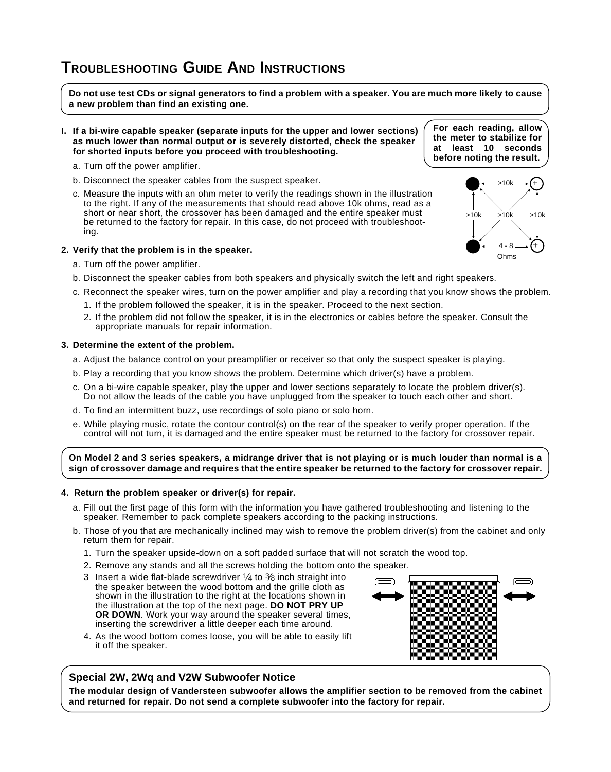# Troubleshooting Guide And Instructions

**Do not use test CDs or signal generators to find a problem with a speaker. You are much more likely to cause a new problem than find an existing one.**

**I. If a bi-wire capable speaker (separate inputs for the upper and lower sections) as much lower than normal output or is severely distorted, check the speaker for shorted inputs before you proceed with troubleshooting.**

**For each reading, allow the meter to stabilize for at least 10 seconds before noting the result.**

a. Turn off the power amplifier.

b. Disconnect the speaker cables from the suspect speaker.

c. Measure the inputs with an ohm meter to verify the readings shown in the illustration to the right. If any of the measurements that should read above 10k ohms, read as a short or near short, the crossover has been damaged and the entire speaker must be returned to the factory for repair. In this case, do not proceed with troubleshooting.

– ← >10k → +

>10k  >10k  >10k

– ← 4 - 8 → +
Ohms

**2. Verify that the problem is in the speaker.**

a. Turn off the power amplifier.

b. Disconnect the speaker cables from both speakers and physically switch the left and right speakers.

c. Reconnect the speaker wires, turn on the power amplifier and play a recording that you know shows the problem.

1. If the problem followed the speaker, it is in the speaker. Proceed to the next section.
2. If the problem did not follow the speaker, it is in the electronics or cables before the speaker. Consult the appropriate manuals for repair information.

**3. Determine the extent of the problem.**

a. Adjust the balance control on your preamplifier or receiver so that only the suspect speaker is playing.

b. Play a recording that you know shows the problem. Determine which driver(s) have a problem.

c. On a bi-wire capable speaker, play the upper and lower sections separately to locate the problem driver(s). Do not allow the leads of the cable you have unplugged from the speaker to touch each other and short.

d. To find an intermittent buzz, use recordings of solo piano or solo horn.

e. While playing music, rotate the contour control(s) on the rear of the speaker to verify proper operation. If the control will not turn, it is damaged and the entire speaker must be returned to the factory for crossover repair.

**On Model 2 and 3 series speakers, a midrange driver that is not playing or is much louder than normal is a sign of crossover damage and requires that the entire speaker be returned to the factory for crossover repair.**

**4. Return the problem speaker or driver(s) for repair.**

a. Fill out the first page of this form with the information you have gathered troubleshooting and listening to the speaker. Remember to pack complete speakers according to the packing instructions.

b. Those of you that are mechanically inclined may wish to remove the problem driver(s) from the cabinet and only return them for repair.

1. Turn the speaker upside-down on a soft padded surface that will not scratch the wood top.
2. Remove any stands and all the screws holding the bottom onto the speaker.
3. Insert a wide flat-blade screwdriver ¼ to ⅜ inch straight into the speaker between the wood bottom and the grille cloth as shown in the illustration to the right at the locations shown in the illustration at the top of the next page. **DO NOT PRY UP OR DOWN**. Work your way around the speaker several times, inserting the screwdriver a little deeper each time around.
4. As the wood bottom comes loose, you will be able to easily lift it off the speaker.

## Special 2W, 2Wq and V2W Subwoofer Notice

**The modular design of Vandersteen subwoofer allows the amplifier section to be removed from the cabinet and returned for repair. Do not send a complete subwoofer into the factory for repair.**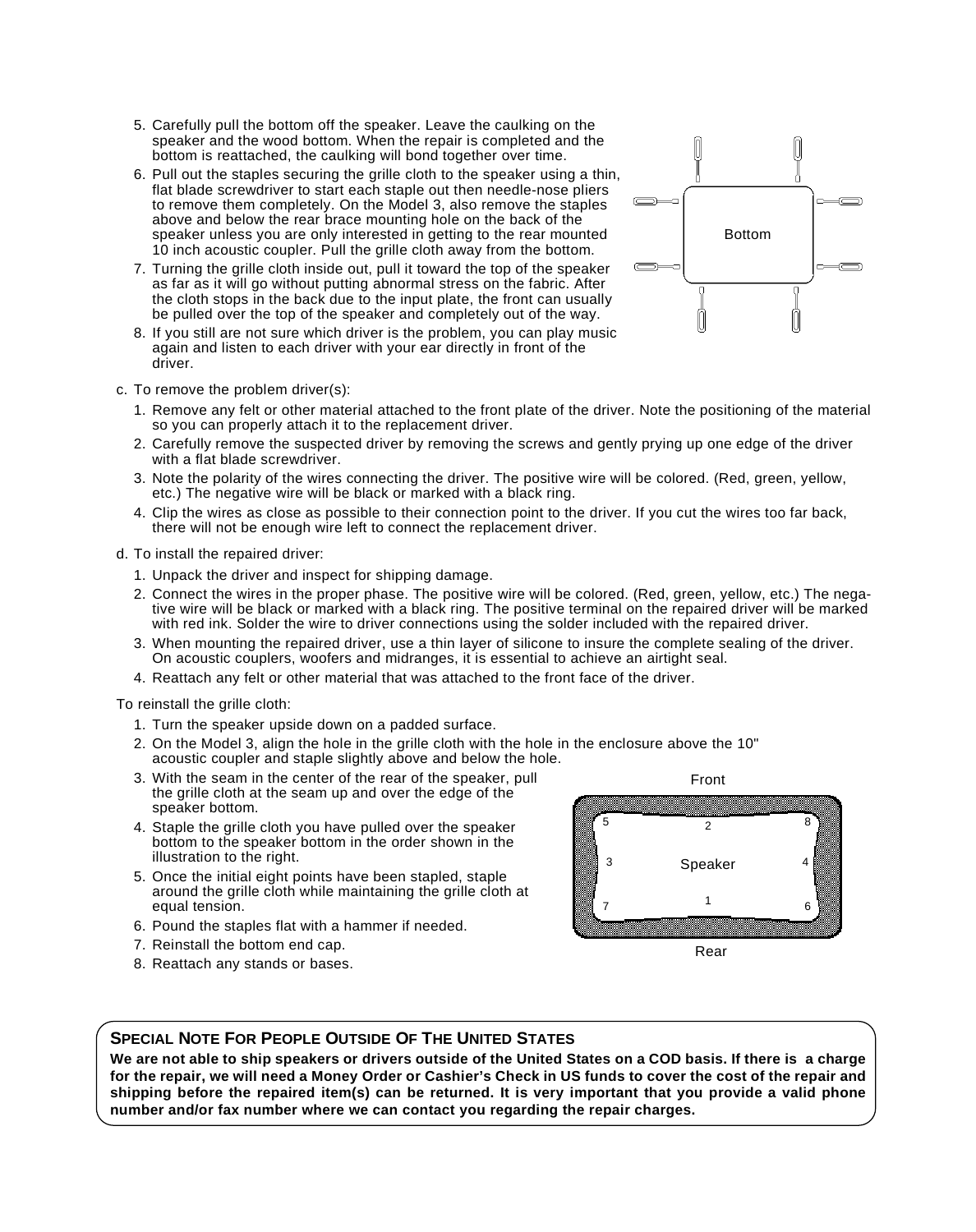5. Carefully pull the bottom off the speaker. Leave the caulking on the speaker and the wood bottom. When the repair is completed and the bottom is reattached, the caulking will bond together over time.
6. Pull out the staples securing the grille cloth to the speaker using a thin, flat blade screwdriver to start each staple out then needle-nose pliers to remove them completely. On the Model 3, also remove the staples above and below the rear brace mounting hole on the back of the speaker unless you are only interested in getting to the rear mounted 10 inch acoustic coupler. Pull the grille cloth away from the bottom.
7. Turning the grille cloth inside out, pull it toward the top of the speaker as far as it will go without putting abnormal stress on the fabric. After the cloth stops in the back due to the input plate, the front can usually be pulled over the top of the speaker and completely out of the way.
8. If you still are not sure which driver is the problem, you can play music again and listen to each driver with your ear directly in front of the driver.

Bottom

c. To remove the problem driver(s):

1. Remove any felt or other material attached to the front plate of the driver. Note the positioning of the material so you can properly attach it to the replacement driver.
2. Carefully remove the suspected driver by removing the screws and gently prying up one edge of the driver with a flat blade screwdriver.
3. Note the polarity of the wires connecting the driver. The positive wire will be colored. (Red, green, yellow, etc.) The negative wire will be black or marked with a black ring.
4. Clip the wires as close as possible to their connection point to the driver. If you cut the wires too far back, there will not be enough wire left to connect the replacement driver.

d. To install the repaired driver:

1. Unpack the driver and inspect for shipping damage.
2. Connect the wires in the proper phase. The positive wire will be colored. (Red, green, yellow, etc.) The negative wire will be black or marked with a black ring. The positive terminal on the repaired driver will be marked with red ink. Solder the wire to driver connections using the solder included with the repaired driver.
3. When mounting the repaired driver, use a thin layer of silicone to insure the complete sealing of the driver. On acoustic couplers, woofers and midranges, it is essential to achieve an airtight seal.
4. Reattach any felt or other material that was attached to the front face of the driver.

To reinstall the grille cloth:

1. Turn the speaker upside down on a padded surface.
2. On the Model 3, align the hole in the grille cloth with the hole in the enclosure above the 10" acoustic coupler and staple slightly above and below the hole.
3. With the seam in the center of the rear of the speaker, pull the grille cloth at the seam up and over the edge of the speaker bottom.
4. Staple the grille cloth you have pulled over the speaker bottom to the speaker bottom in the order shown in the illustration to the right.
5. Once the initial eight points have been stapled, staple around the grille cloth while maintaining the grille cloth at equal tension.
6. Pound the staples flat with a hammer if needed.
7. Reinstall the bottom end cap.
8. Reattach any stands or bases.

Front
5
2
8
3
Speaker
4
7
1
6
Rear

**SPECIAL NOTE FOR PEOPLE OUTSIDE OF THE UNITED STATES**

**We are not able to ship speakers or drivers outside of the United States on a COD basis. If there is a charge for the repair, we will need a Money Order or Cashier's Check in US funds to cover the cost of the repair and shipping before the repaired item(s) can be returned. It is very important that you provide a valid phone number and/or fax number where we can contact you regarding the repair charges.**